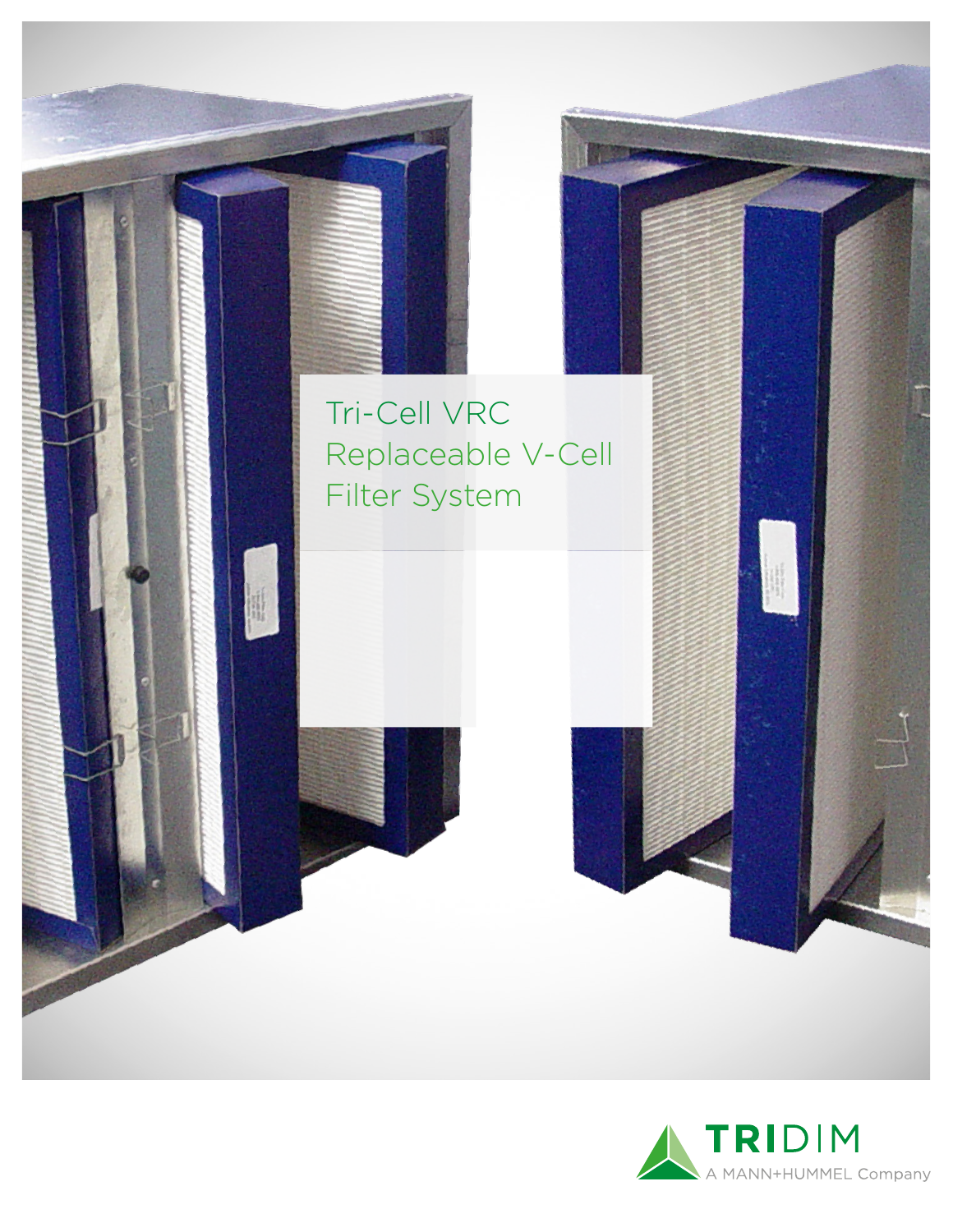# Tri-Cell VRC Replaceable V-Cell Filter System

TRIDIM
A MANN+HUMMEL Company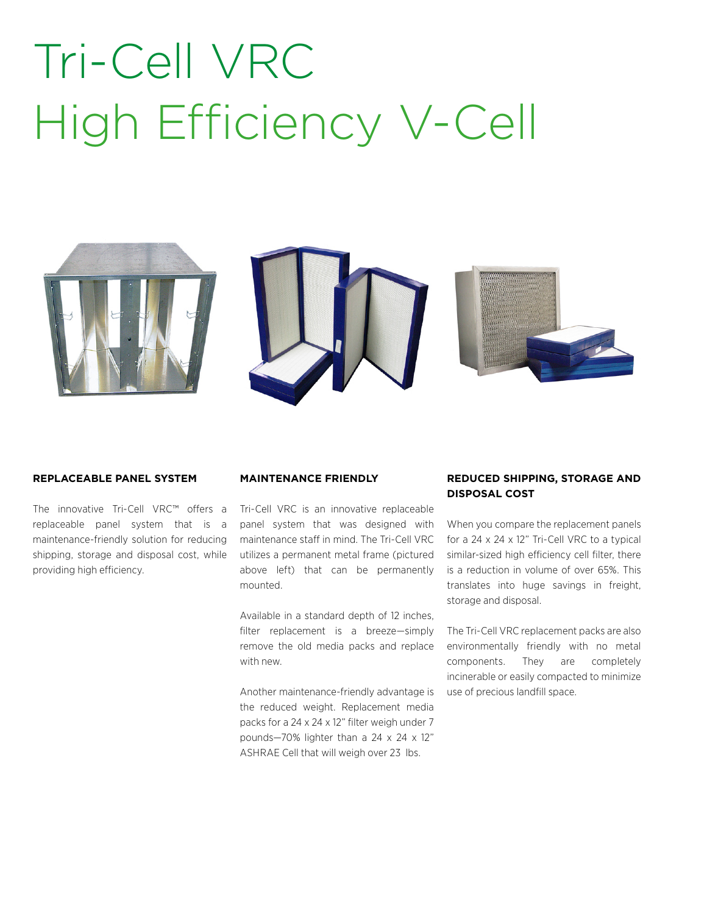# Tri-Cell VRC
# High Efficiency V-Cell

### REPLACEABLE PANEL SYSTEM

The innovative Tri-Cell VRC™ offers a replaceable panel system that is a maintenance-friendly solution for reducing shipping, storage and disposal cost, while providing high efficiency.

### MAINTENANCE FRIENDLY

Tri-Cell VRC is an innovative replaceable panel system that was designed with maintenance staff in mind. The Tri-Cell VRC utilizes a permanent metal frame (pictured above left) that can be permanently mounted.

Available in a standard depth of 12 inches, filter replacement is a breeze—simply remove the old media packs and replace with new.

Another maintenance-friendly advantage is the reduced weight. Replacement media packs for a 24 x 24 x 12" filter weigh under 7 pounds—70% lighter than a 24 x 24 x 12" ASHRAE Cell that will weigh over 23 lbs.

### REDUCED SHIPPING, STORAGE AND DISPOSAL COST

When you compare the replacement panels for a 24 x 24 x 12" Tri-Cell VRC to a typical similar-sized high efficiency cell filter, there is a reduction in volume of over 65%. This translates into huge savings in freight, storage and disposal.

The Tri-Cell VRC replacement packs are also environmentally friendly with no metal components. They are completely incinerable or easily compacted to minimize use of precious landfill space.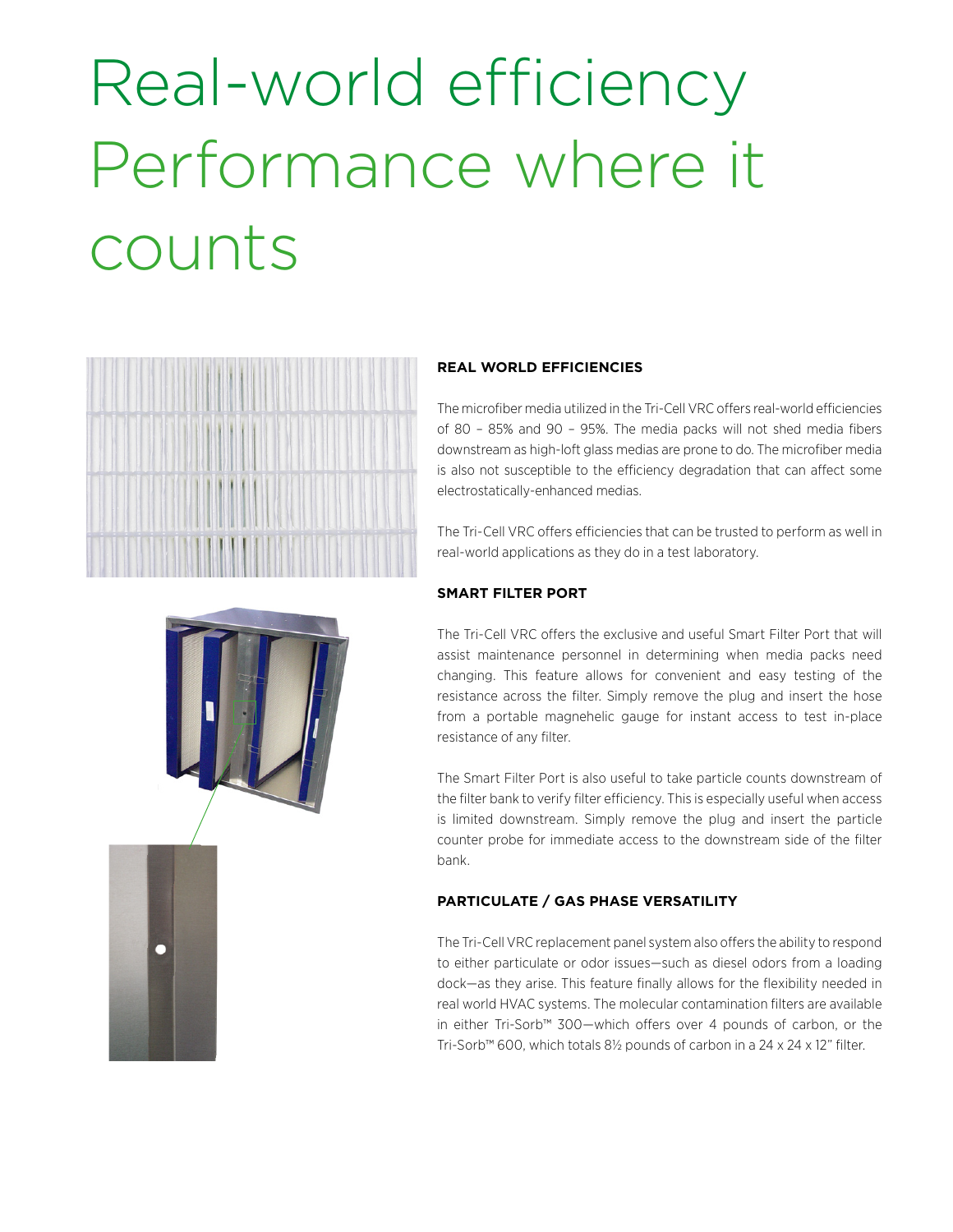# Real-world efficiency Performance where it counts

### REAL WORLD EFFICIENCIES

The microfiber media utilized in the Tri-Cell VRC offers real-world efficiencies of 80 – 85% and 90 – 95%. The media packs will not shed media fibers downstream as high-loft glass medias are prone to do. The microfiber media is also not susceptible to the efficiency degradation that can affect some electrostatically-enhanced medias.

The Tri-Cell VRC offers efficiencies that can be trusted to perform as well in real-world applications as they do in a test laboratory.

### SMART FILTER PORT

The Tri-Cell VRC offers the exclusive and useful Smart Filter Port that will assist maintenance personnel in determining when media packs need changing. This feature allows for convenient and easy testing of the resistance across the filter. Simply remove the plug and insert the hose from a portable magnehelic gauge for instant access to test in-place resistance of any filter.

The Smart Filter Port is also useful to take particle counts downstream of the filter bank to verify filter efficiency. This is especially useful when access is limited downstream. Simply remove the plug and insert the particle counter probe for immediate access to the downstream side of the filter bank.

### PARTICULATE / GAS PHASE VERSATILITY

The Tri-Cell VRC replacement panel system also offers the ability to respond to either particulate or odor issues—such as diesel odors from a loading dock—as they arise. This feature finally allows for the flexibility needed in real world HVAC systems. The molecular contamination filters are available in either Tri-Sorb™ 300—which offers over 4 pounds of carbon, or the Tri-Sorb™ 600, which totals 8½ pounds of carbon in a 24 x 24 x 12" filter.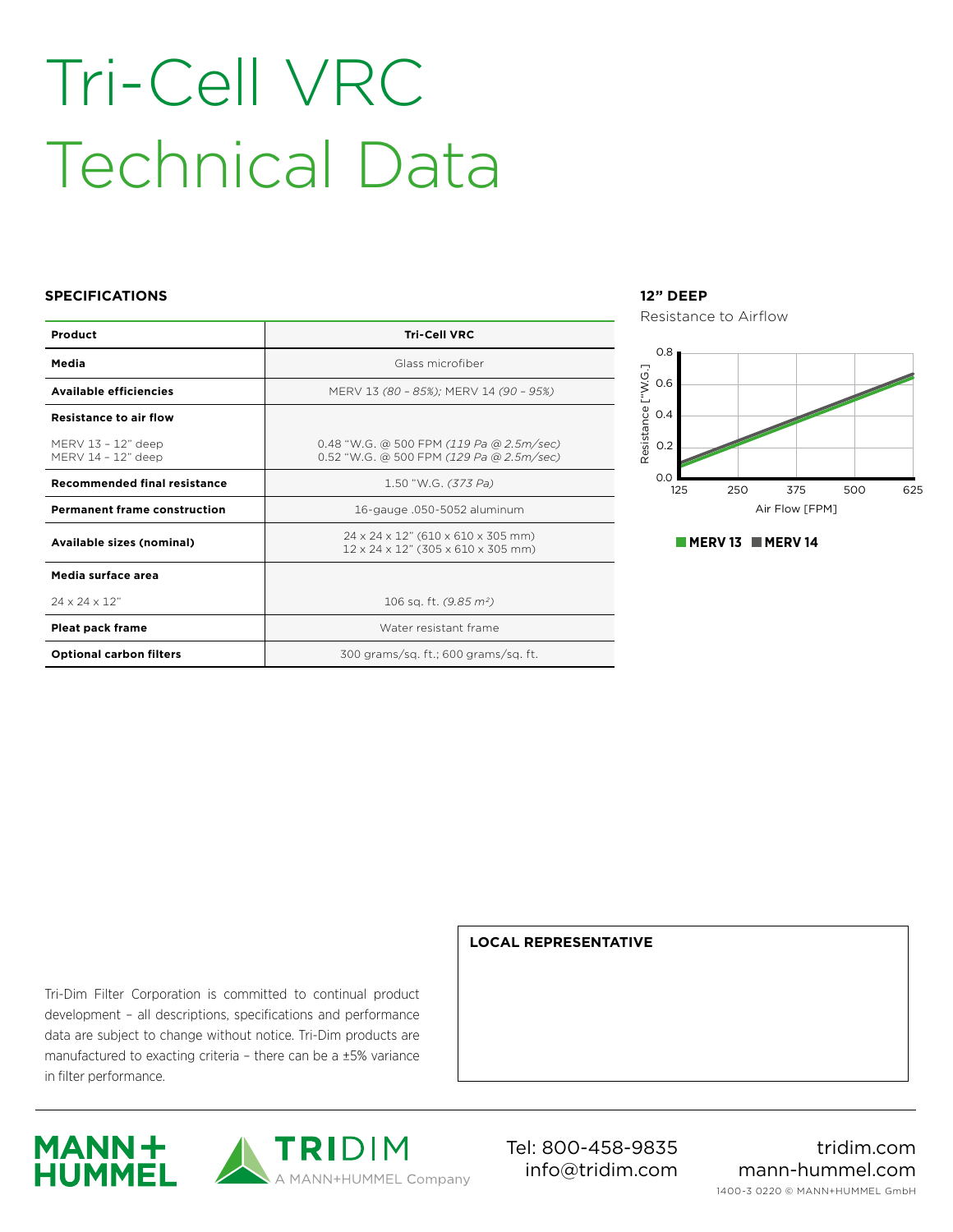# Tri-Cell VRC Technical Data

### SPECIFICATIONS

| Product | Tri-Cell VRC |
|---|---|
| **Media** | Glass microfiber |
| **Available efficiencies** | MERV 13 *(80 – 85%)*; MERV 14 *(90 – 95%)* |
| **Resistance to air flow** | |
| MERV 13 – 12" deep | 0.48 "W.G. @ 500 FPM *(119 Pa @ 2.5m/sec)* |
| MERV 14 – 12" deep | 0.52 "W.G. @ 500 FPM *(129 Pa @ 2.5m/sec)* |
| **Recommended final resistance** | 1.50 "W.G. *(373 Pa)* |
| **Permanent frame construction** | 16-gauge .050-5052 aluminum |
| **Available sizes (nominal)** | 24 x 24 x 12" (610 x 610 x 305 mm)<br>12 x 24 x 12" (305 x 610 x 305 mm) |
| **Media surface area** | |
| 24 x 24 x 12" | 106 sq. ft. *(9.85 m²)* |
| **Pleat pack frame** | Water resistant frame |
| **Optional carbon filters** | 300 grams/sq. ft.; 600 grams/sq. ft. |

### 12" DEEP

Resistance to Airflow

Resistance ["W.G.]
0.8
0.6
0.4
0.2
0.0
125
250
375
500
625
Air Flow [FPM]

MERV 13 MERV 14

Tri-Dim Filter Corporation is committed to continual product development – all descriptions, specifications and performance data are subject to change without notice. Tri-Dim products are manufactured to exacting criteria – there can be a ±5% variance in filter performance.

**LOCAL REPRESENTATIVE**

MANN+HUMMEL

TRIDIM
A MANN+HUMMEL Company

Tel: 800-458-9835
info@tridim.com

tridim.com
mann-hummel.com

1400-3 0220 © MANN+HUMMEL GmbH